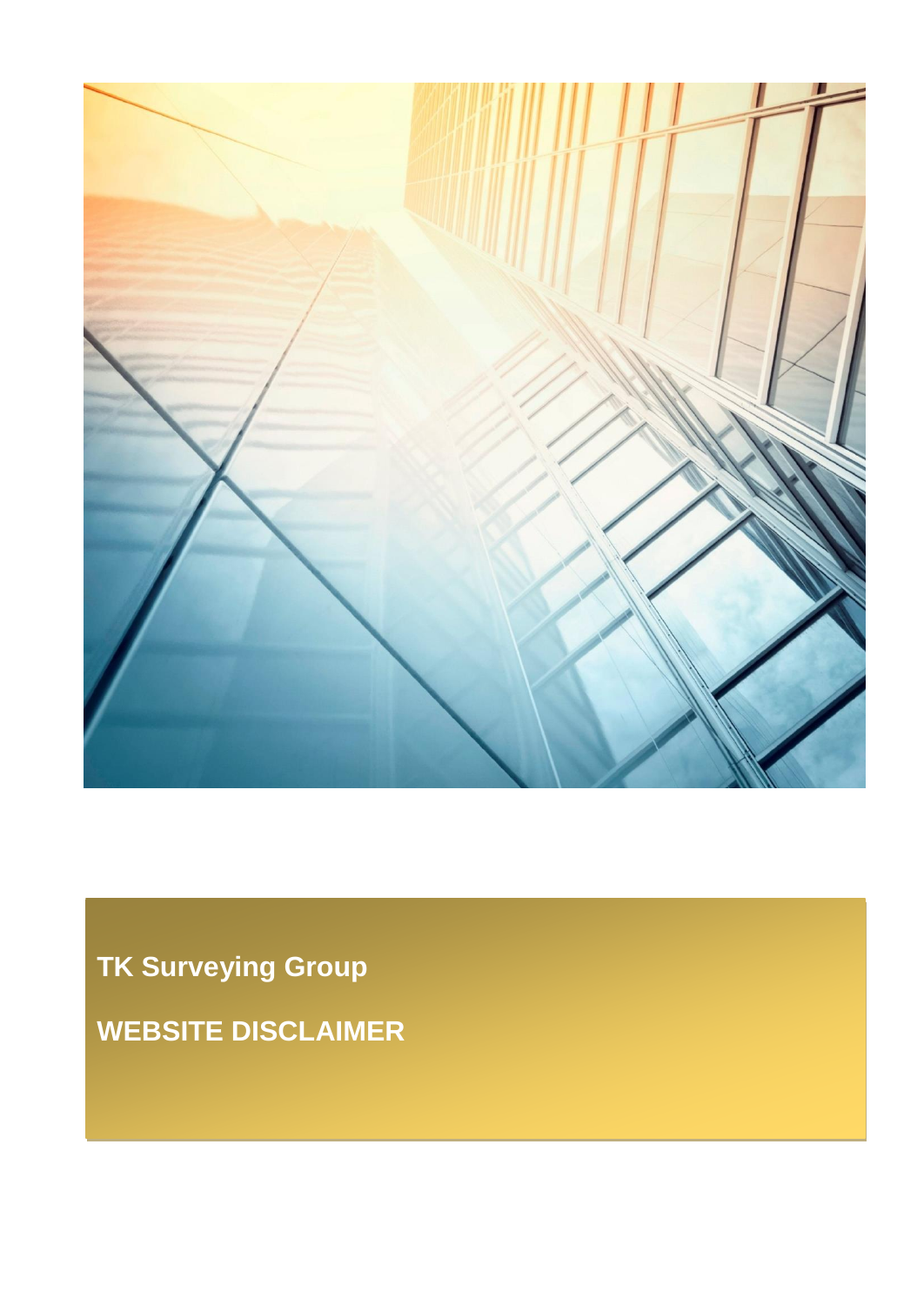# TK Surveying Group

# WEBSITE DISCLAIMER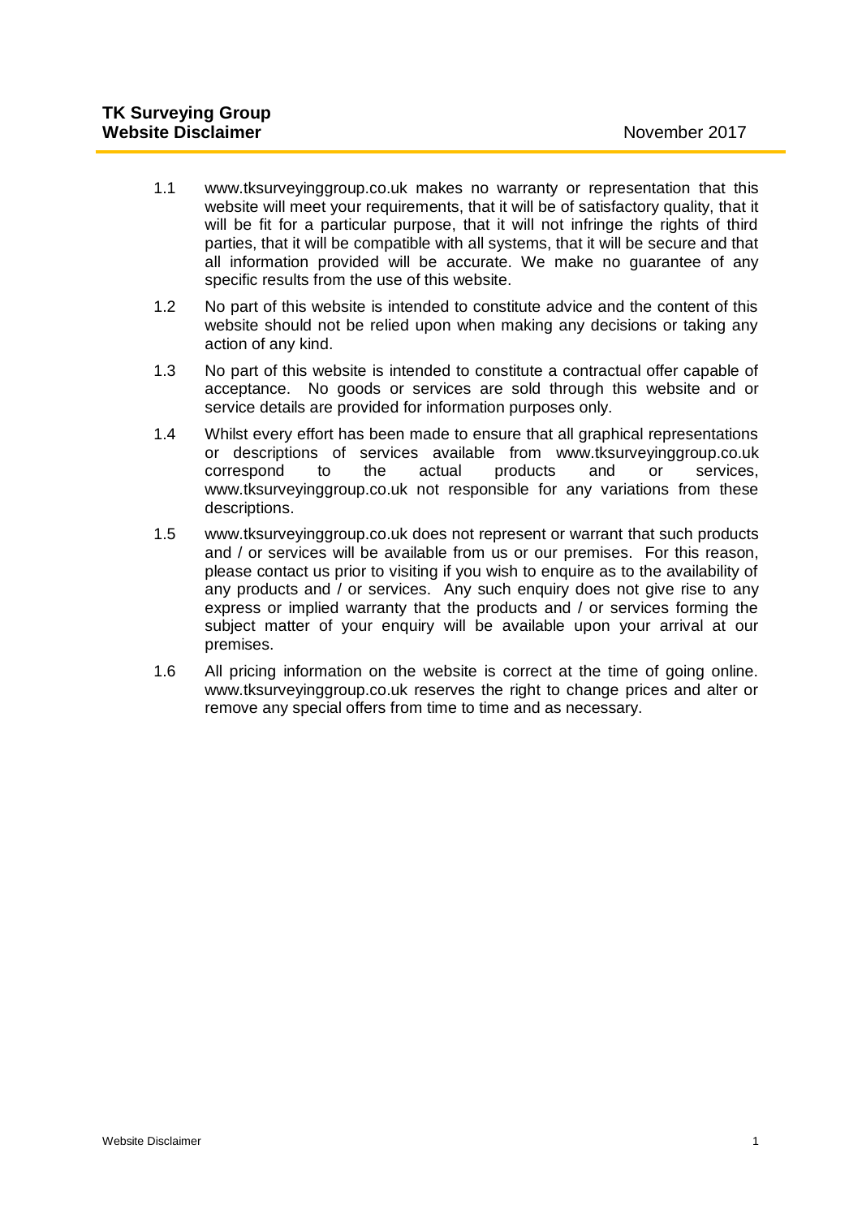**TK Surveying Group**
**Website Disclaimer**

November 2017

1.1 www.tksurveyinggroup.co.uk makes no warranty or representation that this website will meet your requirements, that it will be of satisfactory quality, that it will be fit for a particular purpose, that it will not infringe the rights of third parties, that it will be compatible with all systems, that it will be secure and that all information provided will be accurate. We make no guarantee of any specific results from the use of this website.

1.2 No part of this website is intended to constitute advice and the content of this website should not be relied upon when making any decisions or taking any action of any kind.

1.3 No part of this website is intended to constitute a contractual offer capable of acceptance. No goods or services are sold through this website and or service details are provided for information purposes only.

1.4 Whilst every effort has been made to ensure that all graphical representations or descriptions of services available from www.tksurveyinggroup.co.uk correspond to the actual products and or services, www.tksurveyinggroup.co.uk not responsible for any variations from these descriptions.

1.5 www.tksurveyinggroup.co.uk does not represent or warrant that such products and / or services will be available from us or our premises. For this reason, please contact us prior to visiting if you wish to enquire as to the availability of any products and / or services. Any such enquiry does not give rise to any express or implied warranty that the products and / or services forming the subject matter of your enquiry will be available upon your arrival at our premises.

1.6 All pricing information on the website is correct at the time of going online. www.tksurveyinggroup.co.uk reserves the right to change prices and alter or remove any special offers from time to time and as necessary.